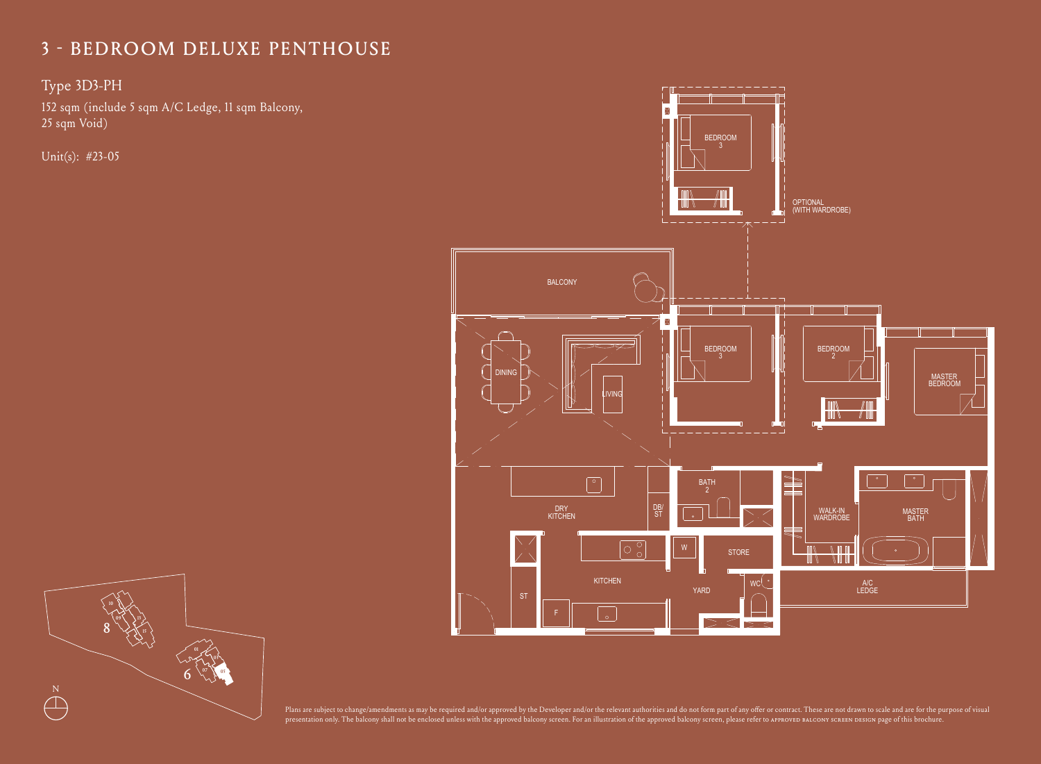# 3 - BEDROOM DELUXE PENTHOUSE

Type 3D3-PH

152 sqm (include 5 sqm A/C Ledge, 11 sqm Balcony, 25 sqm Void)

Unit(s): #23-05

BEDROOM 3

OPTIONAL (WITH WARDROBE)

BALCONY

DINING

LIVING

BEDROOM 3

BEDROOM 2

MASTER BEDROOM

DRY KITCHEN

DB/ST

BATH 2

WALK-IN WARDROBE

MASTER BATH

W

STORE

KITCHEN

ST

F

YARD

WC

A/C LEDGE

N

8

6

Plans are subject to change/amendments as may be required and/or approved by the Developer and/or the relevant authorities and do not form part of any offer or contract. These are not drawn to scale and are for the purpose of visual presentation only. The balcony shall not be enclosed unless with the approved balcony screen. For an illustration of the approved balcony screen, please refer to APPROVED BALCONY SCREEN DESIGN page of this brochure.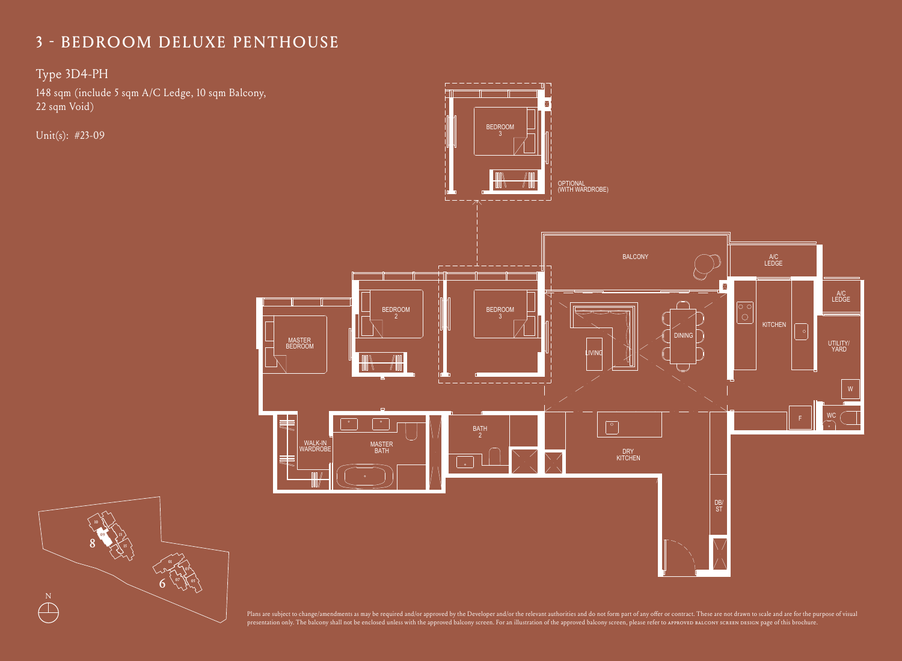# 3 - BEDROOM DELUXE PENTHOUSE

## Type 3D4-PH

148 sqm (include 5 sqm A/C Ledge, 10 sqm Balcony, 22 sqm Void)

Unit(s): #23-09

BEDROOM 3

OPTIONAL (WITH WARDROBE)

BALCONY

A/C LEDGE

A/C LEDGE

MASTER BEDROOM

BEDROOM 2

BEDROOM 3

LIVING

DINING

KITCHEN

UTILITY/ YARD

W

F

WC

WALK-IN WARDROBE

MASTER BATH

BATH 2

DRY KITCHEN

DB/ ST

N

Plans are subject to change/amendments as may be required and/or approved by the Developer and/or the relevant authorities and do not form part of any offer or contract. These are not drawn to scale and are for the purpose of visual presentation only. The balcony shall not be enclosed unless with the approved balcony screen. For an illustration of the approved balcony screen, please refer to APPROVED BALCONY SCREEN DESIGN page of this brochure.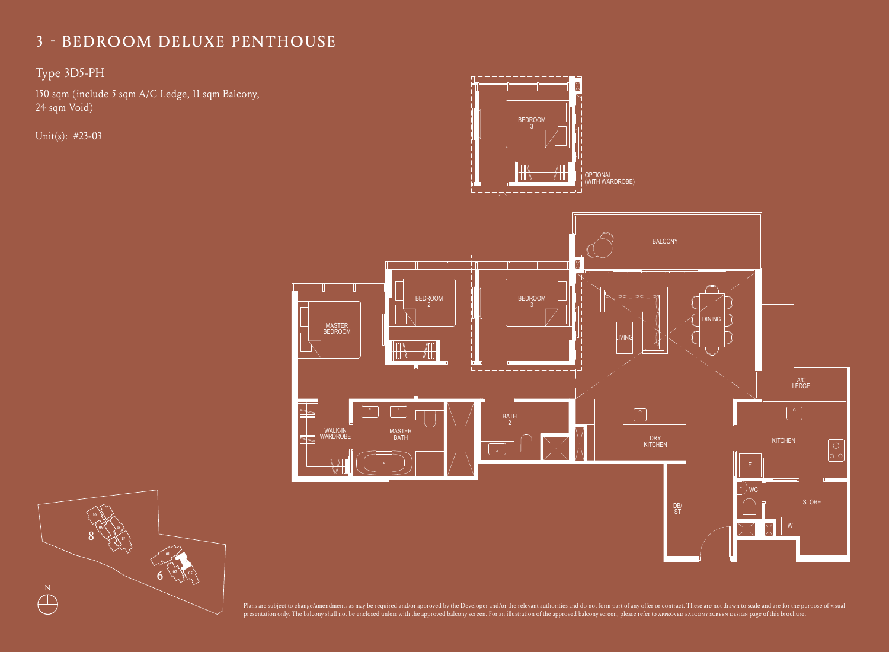# 3 - BEDROOM DELUXE PENTHOUSE

## Type 3D5-PH

150 sqm (include 5 sqm A/C Ledge, 11 sqm Balcony, 24 sqm Void)

Unit(s): #23-03

BEDROOM 3

OPTIONAL (WITH WARDROBE)

BALCONY

MASTER BEDROOM

BEDROOM 2

BEDROOM 3

LIVING

DINING

A/C LEDGE

WALK-IN WARDROBE

MASTER BATH

BATH 2

DRY KITCHEN

KITCHEN

F

WC

DB/ST

STORE

W

Plans are subject to change/amendments as may be required and/or approved by the Developer and/or the relevant authorities and do not form part of any offer or contract. These are not drawn to scale and are for the purpose of visual presentation only. The balcony shall not be enclosed unless with the approved balcony screen. For an illustration of the approved balcony screen, please refer to APPROVED BALCONY SCREEN DESIGN page of this brochure.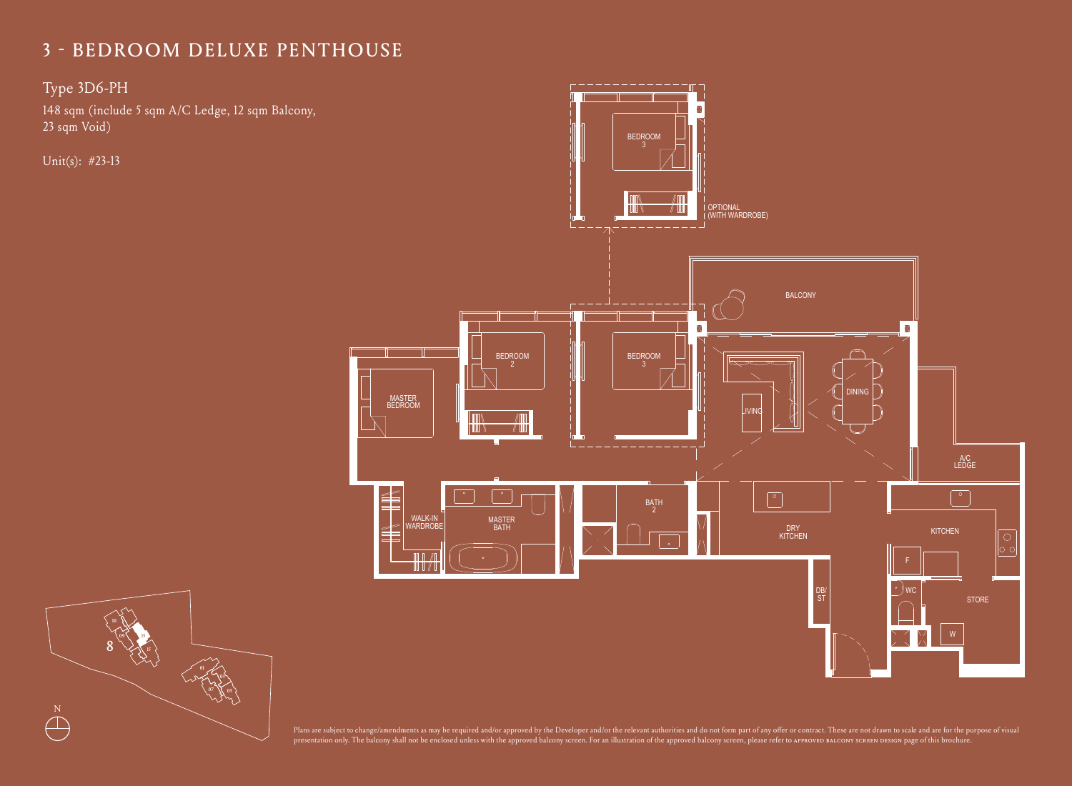# 3 - BEDROOM DELUXE PENTHOUSE

Type 3D6-PH

148 sqm (include 5 sqm A/C Ledge, 12 sqm Balcony, 23 sqm Void)

Unit(s): #23-13

BEDROOM 3

OPTIONAL (WITH WARDROBE)

BALCONY

BEDROOM 2

BEDROOM 3

MASTER BEDROOM

LIVING

DINING

A/C LEDGE

WALK-IN WARDROBE

MASTER BATH

BATH 2

DRY KITCHEN

KITCHEN

F

DB/ST

WC

STORE

W

N

Plans are subject to change/amendments as may be required and/or approved by the Developer and/or the relevant authorities and do not form part of any offer or contract. These are not drawn to scale and are for the purpose of visual presentation only. The balcony shall not be enclosed unless with the approved balcony screen. For an illustration of the approved balcony screen, please refer to APPROVED BALCONY SCREEN DESIGN page of this brochure.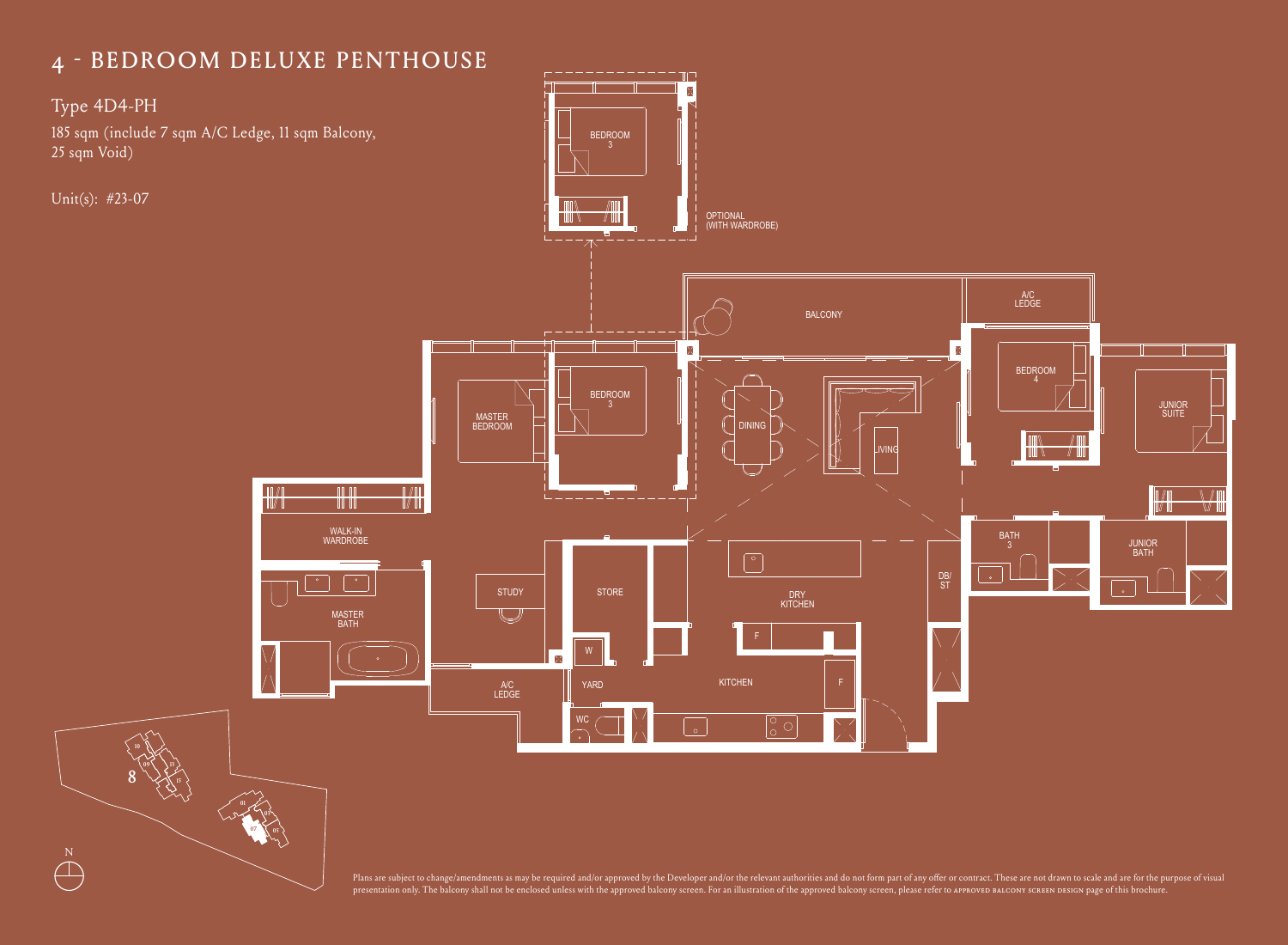# 4 - BEDROOM DELUXE PENTHOUSE

## Type 4D4-PH

185 sqm (include 7 sqm A/C Ledge, 11 sqm Balcony, 25 sqm Void)

Unit(s): #23-07

BEDROOM 3

OPTIONAL (WITH WARDROBE)

BALCONY

A/C LEDGE

MASTER BEDROOM

BEDROOM 3

DINING

LIVING

BEDROOM 4

JUNIOR SUITE

WALK-IN WARDROBE

BATH 3

JUNIOR BATH

DB/ST

STUDY

STORE

DRY KITCHEN

MASTER BATH

F

W

A/C LEDGE

YARD

KITCHEN

F

WC

N

Plans are subject to change/amendments as may be required and/or approved by the Developer and/or the relevant authorities and do not form part of any offer or contract. These are not drawn to scale and are for the purpose of visual presentation only. The balcony shall not be enclosed unless with the approved balcony screen. For an illustration of the approved balcony screen, please refer to APPROVED BALCONY SCREEN DESIGN page of this brochure.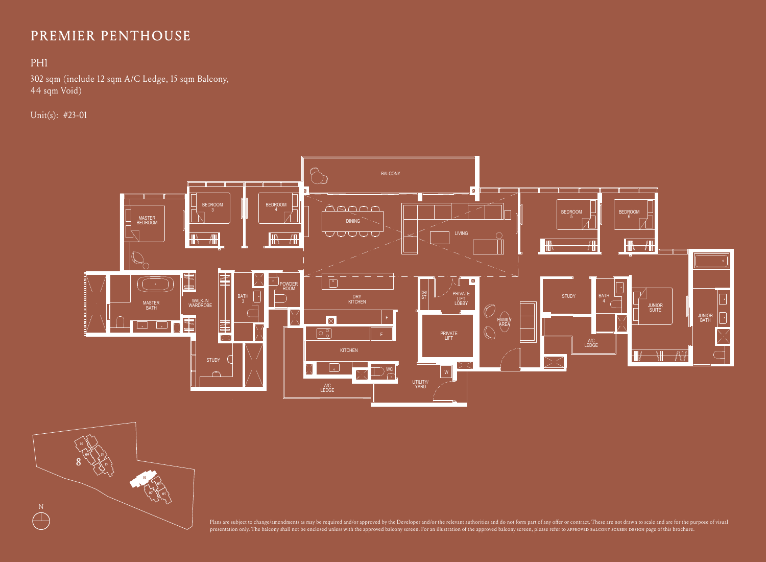# PREMIER PENTHOUSE

## PH1

302 sqm (include 12 sqm A/C Ledge, 15 sqm Balcony, 44 sqm Void)

Unit(s): #23-01

BALCONY

MASTER BEDROOM

BEDROOM 3

BEDROOM 4

DINING

LIVING

BEDROOM 5

BEDROOM 6

MASTER BATH

WALK-IN WARDROBE

BATH 3

POWDER ROOM

DRY KITCHEN

DB/ST

PRIVATE LIFT LOBBY

FAMILY AREA

STUDY

BATH 4

JUNIOR SUITE

JUNIOR BATH

F

F

PRIVATE LIFT

A/C LEDGE

STUDY

KITCHEN

WC

W

A/C LEDGE

UTILITY/ YARD

N

Plans are subject to change/amendments as may be required and/or approved by the Developer and/or the relevant authorities and do not form part of any offer or contract. These are not drawn to scale and are for the purpose of visual presentation only. The balcony shall not be enclosed unless with the approved balcony screen. For an illustration of the approved balcony screen, please refer to APPROVED BALCONY SCREEN DESIGN page of this brochure.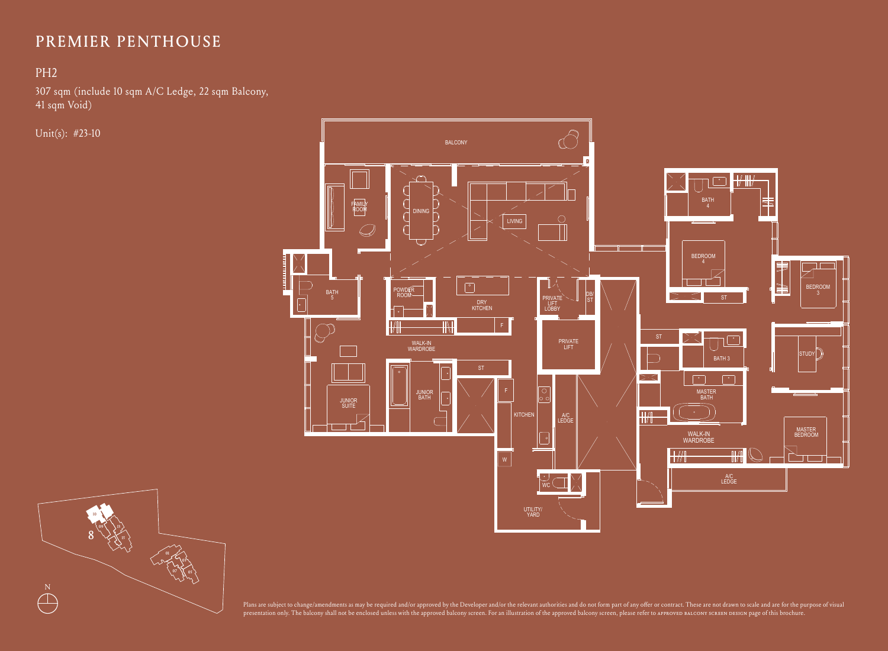# PREMIER PENTHOUSE

## PH2

307 sqm (include 10 sqm A/C Ledge, 22 sqm Balcony, 41 sqm Void)

Unit(s): #23-10

BALCONY

FAMILY ROOM

DINING

LIVING

BATH 4

BEDROOM 4

ST

BEDROOM 3

BATH 5

POWDER ROOM

DRY KITCHEN

PRIVATE LIFT LOBBY

DB/ ST

F

PRIVATE LIFT

ST

BATH 3

STUDY

WALK-IN WARDROBE

ST

JUNIOR SUITE

JUNIOR BATH

F

MASTER BATH

KITCHEN

A/C LEDGE

MASTER BEDROOM

WALK-IN WARDROBE

W

WC

A/C LEDGE

UTILITY/ YARD

N

Plans are subject to change/amendments as may be required and/or approved by the Developer and/or the relevant authorities and do not form part of any offer or contract. These are not drawn to scale and are for the purpose of visual presentation only. The balcony shall not be enclosed unless with the approved balcony screen. For an illustration of the approved balcony screen, please refer to APPROVED BALCONY SCREEN DESIGN page of this brochure.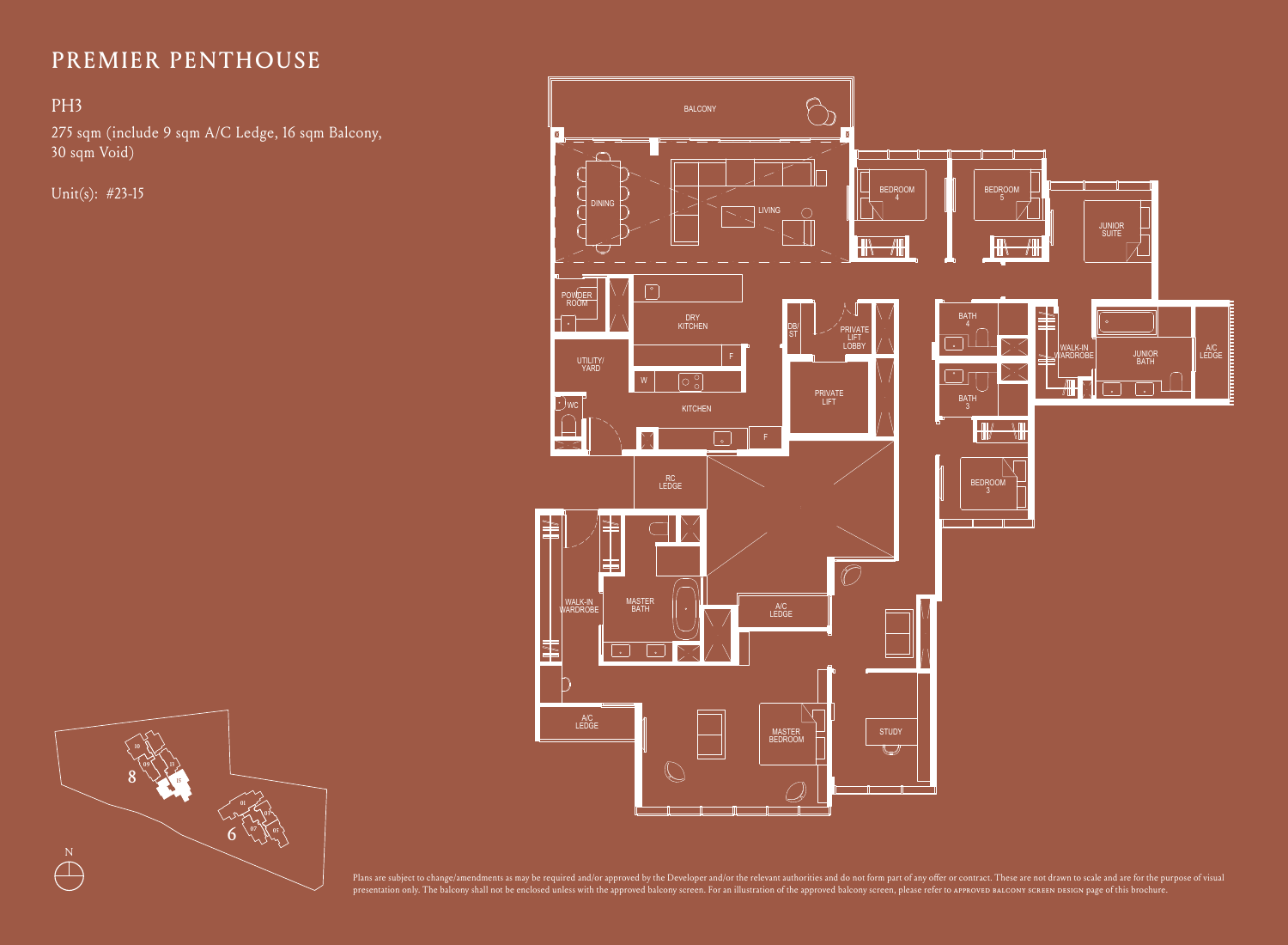# PREMIER PENTHOUSE

## PH3

275 sqm (include 9 sqm A/C Ledge, 16 sqm Balcony, 30 sqm Void)

Unit(s): #23-15

BALCONY

DINING

LIVING

BEDROOM 4

BEDROOM 5

JUNIOR SUITE

POWDER ROOM

DRY KITCHEN

DB/ ST

PRIVATE LIFT LOBBY

BATH 4

WALK-IN WARDROBE

JUNIOR BATH

A/C LEDGE

UTILITY/ YARD

F

W

PRIVATE LIFT

BATH 3

WC

KITCHEN

F

RC LEDGE

BEDROOM 3

WALK-IN WARDROBE

MASTER BATH

A/C LEDGE

A/C LEDGE

MASTER BEDROOM

STUDY

N

8

6

Plans are subject to change/amendments as may be required and/or approved by the Developer and/or the relevant authorities and do not form part of any offer or contract. These are not drawn to scale and are for the purpose of visual presentation only. The balcony shall not be enclosed unless with the approved balcony screen. For an illustration of the approved balcony screen, please refer to APPROVED BALCONY SCREEN DESIGN page of this brochure.